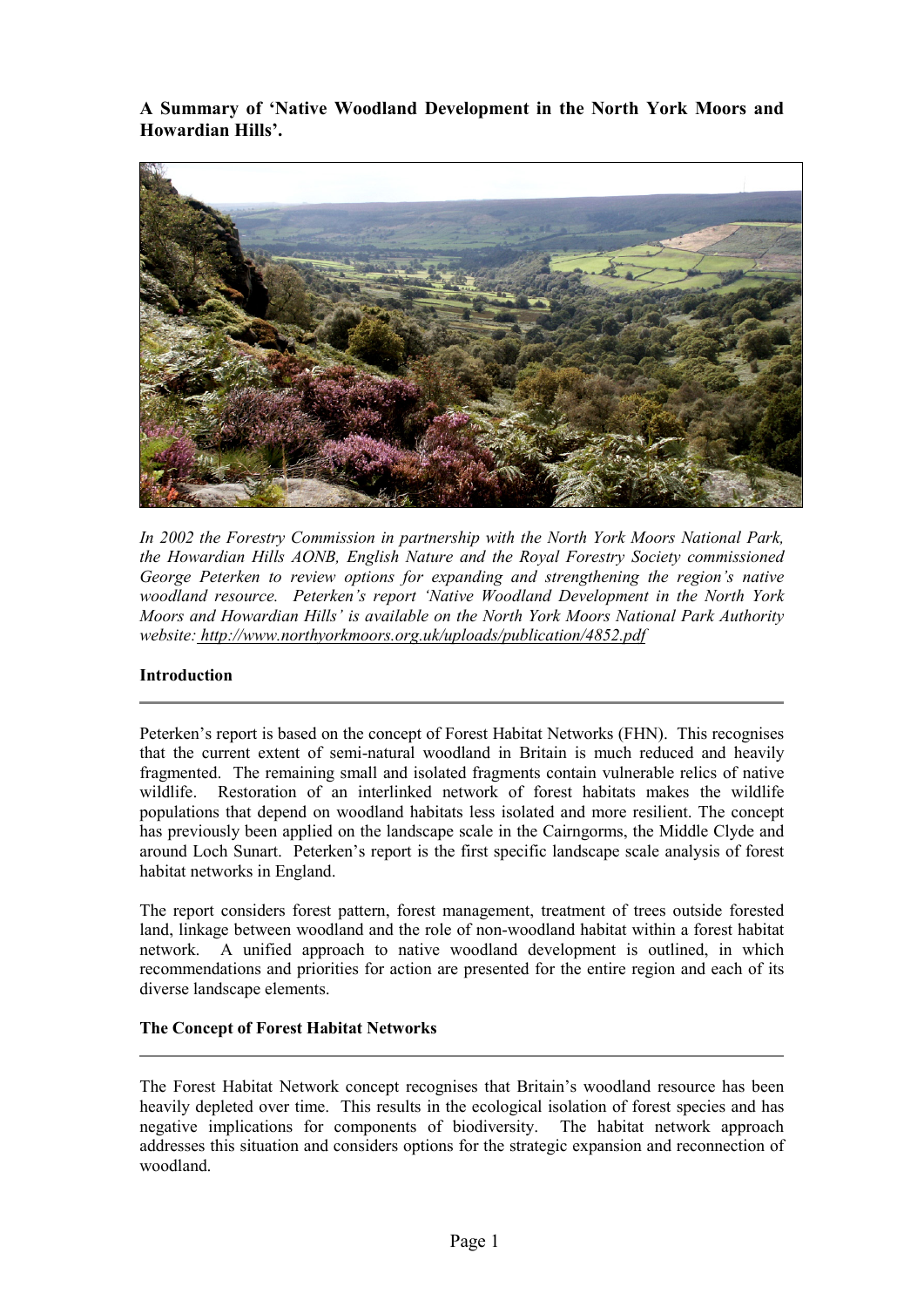**A Summary of 'Native Woodland Development in the North York Moors and Howardian Hills'.**

*In 2002 the Forestry Commission in partnership with the North York Moors National Park, the Howardian Hills AONB, English Nature and the Royal Forestry Society commissioned George Peterken to review options for expanding and strengthening the region's native woodland resource. Peterken's report 'Native Woodland Development in the North York Moors and Howardian Hills' is available on the North York Moors National Park Authority website: http://www.northyorkmoors.org.uk/uploads/publication/4852.pdf*

## Introduction

---

Peterken's report is based on the concept of Forest Habitat Networks (FHN). This recognises that the current extent of semi-natural woodland in Britain is much reduced and heavily fragmented. The remaining small and isolated fragments contain vulnerable relics of native wildlife. Restoration of an interlinked network of forest habitats makes the wildlife populations that depend on woodland habitats less isolated and more resilient. The concept has previously been applied on the landscape scale in the Cairngorms, the Middle Clyde and around Loch Sunart. Peterken's report is the first specific landscape scale analysis of forest habitat networks in England.

The report considers forest pattern, forest management, treatment of trees outside forested land, linkage between woodland and the role of non-woodland habitat within a forest habitat network. A unified approach to native woodland development is outlined, in which recommendations and priorities for action are presented for the entire region and each of its diverse landscape elements.

## The Concept of Forest Habitat Networks

---

The Forest Habitat Network concept recognises that Britain's woodland resource has been heavily depleted over time. This results in the ecological isolation of forest species and has negative implications for components of biodiversity. The habitat network approach addresses this situation and considers options for the strategic expansion and reconnection of woodland.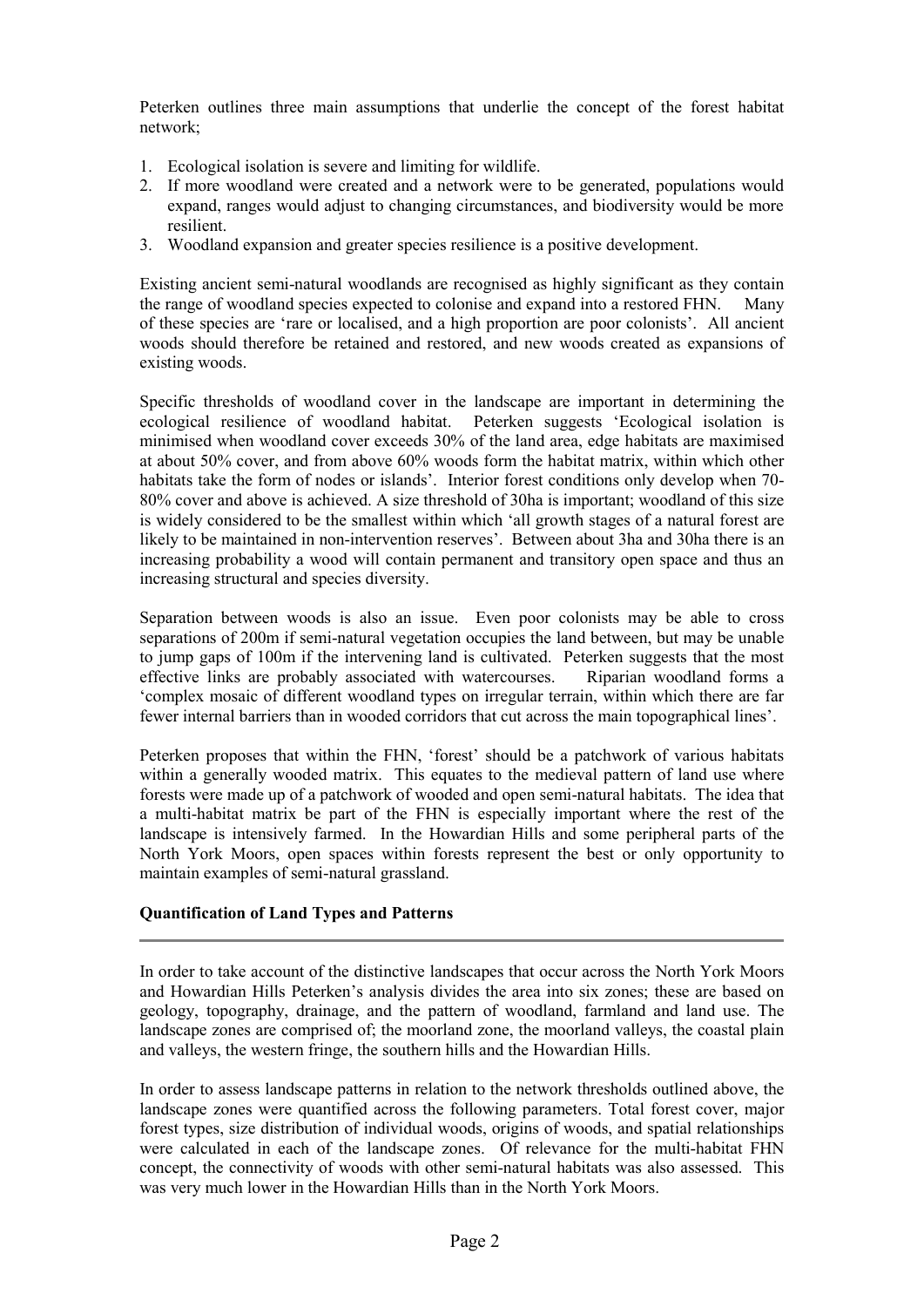Peterken outlines three main assumptions that underlie the concept of the forest habitat network;

1. Ecological isolation is severe and limiting for wildlife.
2. If more woodland were created and a network were to be generated, populations would expand, ranges would adjust to changing circumstances, and biodiversity would be more resilient.
3. Woodland expansion and greater species resilience is a positive development.

Existing ancient semi-natural woodlands are recognised as highly significant as they contain the range of woodland species expected to colonise and expand into a restored FHN. Many of these species are 'rare or localised, and a high proportion are poor colonists'. All ancient woods should therefore be retained and restored, and new woods created as expansions of existing woods.

Specific thresholds of woodland cover in the landscape are important in determining the ecological resilience of woodland habitat. Peterken suggests 'Ecological isolation is minimised when woodland cover exceeds 30% of the land area, edge habitats are maximised at about 50% cover, and from above 60% woods form the habitat matrix, within which other habitats take the form of nodes or islands'. Interior forest conditions only develop when 70-80% cover and above is achieved. A size threshold of 30ha is important; woodland of this size is widely considered to be the smallest within which 'all growth stages of a natural forest are likely to be maintained in non-intervention reserves'. Between about 3ha and 30ha there is an increasing probability a wood will contain permanent and transitory open space and thus an increasing structural and species diversity.

Separation between woods is also an issue. Even poor colonists may be able to cross separations of 200m if semi-natural vegetation occupies the land between, but may be unable to jump gaps of 100m if the intervening land is cultivated. Peterken suggests that the most effective links are probably associated with watercourses. Riparian woodland forms a 'complex mosaic of different woodland types on irregular terrain, within which there are far fewer internal barriers than in wooded corridors that cut across the main topographical lines'.

Peterken proposes that within the FHN, 'forest' should be a patchwork of various habitats within a generally wooded matrix. This equates to the medieval pattern of land use where forests were made up of a patchwork of wooded and open semi-natural habitats. The idea that a multi-habitat matrix be part of the FHN is especially important where the rest of the landscape is intensively farmed. In the Howardian Hills and some peripheral parts of the North York Moors, open spaces within forests represent the best or only opportunity to maintain examples of semi-natural grassland.

## Quantification of Land Types and Patterns

In order to take account of the distinctive landscapes that occur across the North York Moors and Howardian Hills Peterken's analysis divides the area into six zones; these are based on geology, topography, drainage, and the pattern of woodland, farmland and land use. The landscape zones are comprised of; the moorland zone, the moorland valleys, the coastal plain and valleys, the western fringe, the southern hills and the Howardian Hills.

In order to assess landscape patterns in relation to the network thresholds outlined above, the landscape zones were quantified across the following parameters. Total forest cover, major forest types, size distribution of individual woods, origins of woods, and spatial relationships were calculated in each of the landscape zones. Of relevance for the multi-habitat FHN concept, the connectivity of woods with other semi-natural habitats was also assessed. This was very much lower in the Howardian Hills than in the North York Moors.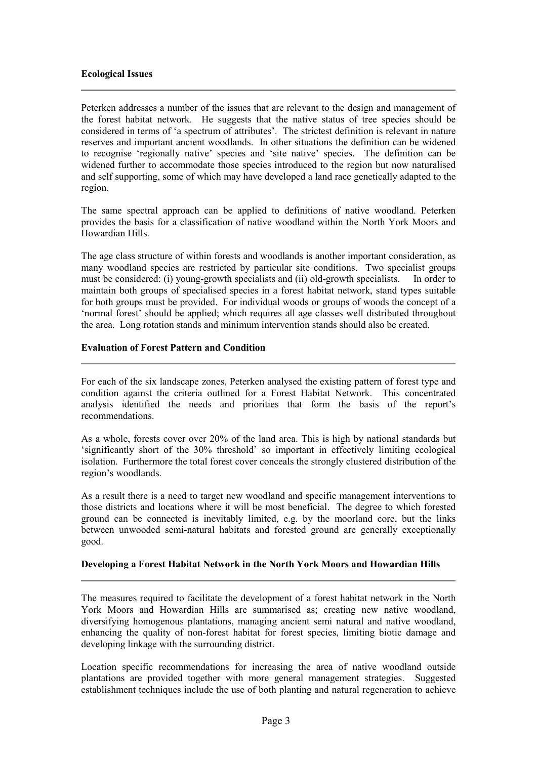**Ecological Issues**

Peterken addresses a number of the issues that are relevant to the design and management of the forest habitat network. He suggests that the native status of tree species should be considered in terms of 'a spectrum of attributes'. The strictest definition is relevant in nature reserves and important ancient woodlands. In other situations the definition can be widened to recognise 'regionally native' species and 'site native' species. The definition can be widened further to accommodate those species introduced to the region but now naturalised and self supporting, some of which may have developed a land race genetically adapted to the region.

The same spectral approach can be applied to definitions of native woodland. Peterken provides the basis for a classification of native woodland within the North York Moors and Howardian Hills.

The age class structure of within forests and woodlands is another important consideration, as many woodland species are restricted by particular site conditions. Two specialist groups must be considered: (i) young-growth specialists and (ii) old-growth specialists. In order to maintain both groups of specialised species in a forest habitat network, stand types suitable for both groups must be provided. For individual woods or groups of woods the concept of a 'normal forest' should be applied; which requires all age classes well distributed throughout the area. Long rotation stands and minimum intervention stands should also be created.

**Evaluation of Forest Pattern and Condition**

For each of the six landscape zones, Peterken analysed the existing pattern of forest type and condition against the criteria outlined for a Forest Habitat Network. This concentrated analysis identified the needs and priorities that form the basis of the report's recommendations.

As a whole, forests cover over 20% of the land area. This is high by national standards but 'significantly short of the 30% threshold' so important in effectively limiting ecological isolation. Furthermore the total forest cover conceals the strongly clustered distribution of the region's woodlands.

As a result there is a need to target new woodland and specific management interventions to those districts and locations where it will be most beneficial. The degree to which forested ground can be connected is inevitably limited, e.g. by the moorland core, but the links between unwooded semi-natural habitats and forested ground are generally exceptionally good.

**Developing a Forest Habitat Network in the North York Moors and Howardian Hills**

The measures required to facilitate the development of a forest habitat network in the North York Moors and Howardian Hills are summarised as; creating new native woodland, diversifying homogenous plantations, managing ancient semi natural and native woodland, enhancing the quality of non-forest habitat for forest species, limiting biotic damage and developing linkage with the surrounding district.

Location specific recommendations for increasing the area of native woodland outside plantations are provided together with more general management strategies. Suggested establishment techniques include the use of both planting and natural regeneration to achieve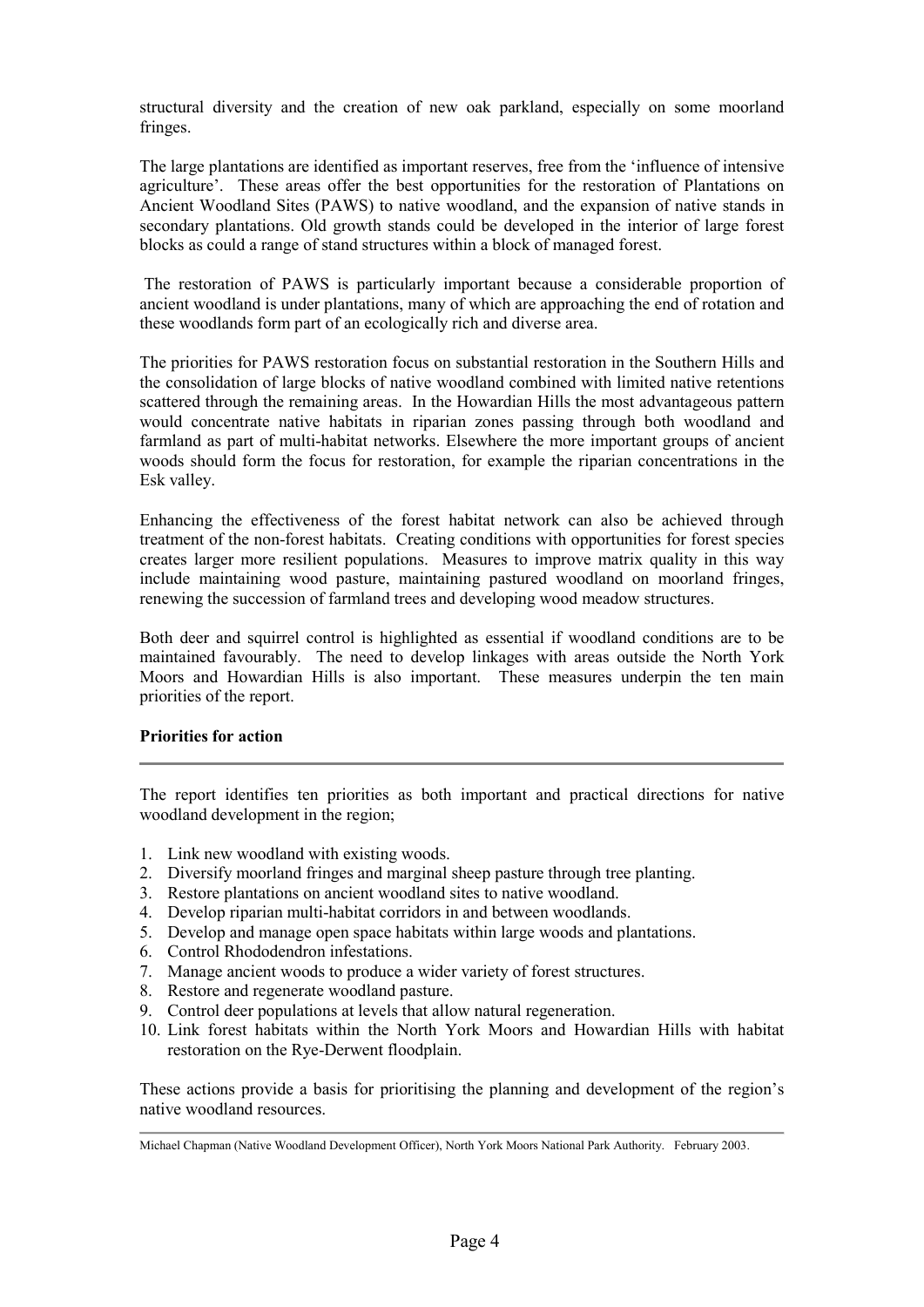structural diversity and the creation of new oak parkland, especially on some moorland fringes.

The large plantations are identified as important reserves, free from the 'influence of intensive agriculture'. These areas offer the best opportunities for the restoration of Plantations on Ancient Woodland Sites (PAWS) to native woodland, and the expansion of native stands in secondary plantations. Old growth stands could be developed in the interior of large forest blocks as could a range of stand structures within a block of managed forest.

The restoration of PAWS is particularly important because a considerable proportion of ancient woodland is under plantations, many of which are approaching the end of rotation and these woodlands form part of an ecologically rich and diverse area.

The priorities for PAWS restoration focus on substantial restoration in the Southern Hills and the consolidation of large blocks of native woodland combined with limited native retentions scattered through the remaining areas. In the Howardian Hills the most advantageous pattern would concentrate native habitats in riparian zones passing through both woodland and farmland as part of multi-habitat networks. Elsewhere the more important groups of ancient woods should form the focus for restoration, for example the riparian concentrations in the Esk valley.

Enhancing the effectiveness of the forest habitat network can also be achieved through treatment of the non-forest habitats. Creating conditions with opportunities for forest species creates larger more resilient populations. Measures to improve matrix quality in this way include maintaining wood pasture, maintaining pastured woodland on moorland fringes, renewing the succession of farmland trees and developing wood meadow structures.

Both deer and squirrel control is highlighted as essential if woodland conditions are to be maintained favourably. The need to develop linkages with areas outside the North York Moors and Howardian Hills is also important. These measures underpin the ten main priorities of the report.

**Priorities for action**

The report identifies ten priorities as both important and practical directions for native woodland development in the region;

1. Link new woodland with existing woods.
2. Diversify moorland fringes and marginal sheep pasture through tree planting.
3. Restore plantations on ancient woodland sites to native woodland.
4. Develop riparian multi-habitat corridors in and between woodlands.
5. Develop and manage open space habitats within large woods and plantations.
6. Control Rhododendron infestations.
7. Manage ancient woods to produce a wider variety of forest structures.
8. Restore and regenerate woodland pasture.
9. Control deer populations at levels that allow natural regeneration.
10. Link forest habitats within the North York Moors and Howardian Hills with habitat restoration on the Rye-Derwent floodplain.

These actions provide a basis for prioritising the planning and development of the region's native woodland resources.

Michael Chapman (Native Woodland Development Officer), North York Moors National Park Authority. February 2003.